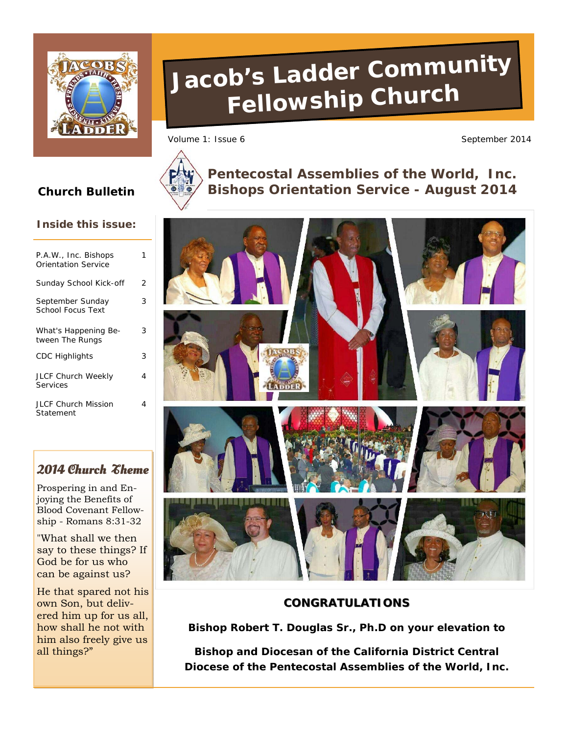# Jacob's Ladder Community Fellowship Church

Volume 1: Issue 6

September 2014

**Church Bulletin**

### Inside this issue:

| | |
|---|---|
| P.A.W., Inc. Bishops Orientation Service | 1 |
| Sunday School Kick-off | 2 |
| September Sunday School Focus Text | 3 |
| What's Happening Between The Rungs | 3 |
| CDC Highlights | 3 |
| JLCF Church Weekly Services | 4 |
| JLCF Church Mission Statement | 4 |

### *2014 Church Theme*

Prospering in and Enjoying the Benefits of Blood Covenant Fellowship - Romans 8:31-32

"What shall we then say to these things? If God be for us who can be against us?

He that spared not his own Son, but delivered him up for us all, how shall he not with him also freely give us all things?"

## Pentecostal Assemblies of the World, Inc. Bishops Orientation Service - August 2014

**CONGRATULATIONS**

**Bishop Robert T. Douglas Sr., Ph.D on your elevation to**

**Bishop and Diocesan of the California District Central Diocese of the Pentecostal Assemblies of the World, Inc.**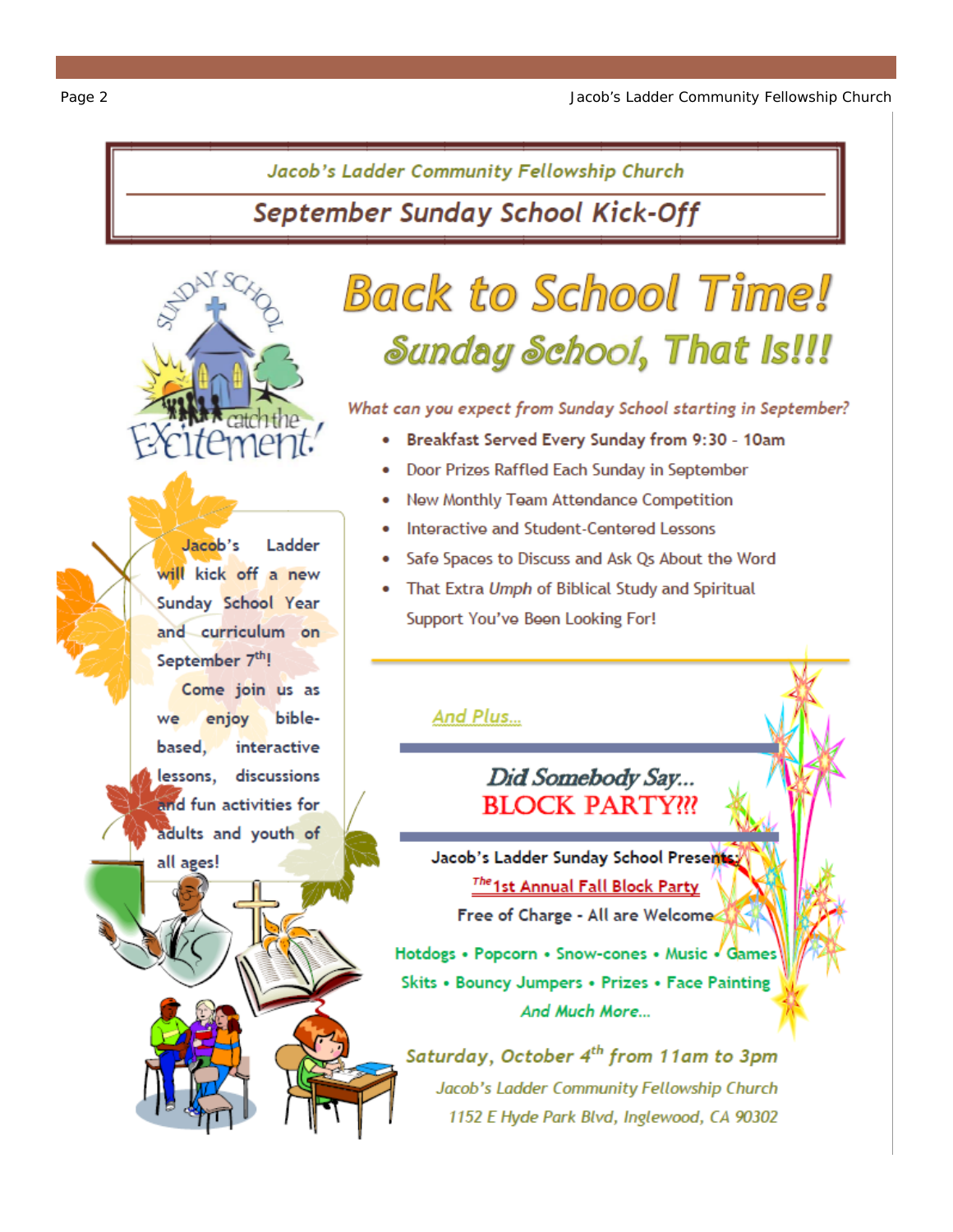## Jacob's Ladder Community Fellowship Church

## September Sunday School Kick-Off

# Back to School Time!

## Sunday School, That Is!!!

Jacob's Ladder will kick off a new Sunday School Year and curriculum on September 7th!

Come join us as we enjoy bible-based, interactive lessons, discussions and fun activities for adults and youth of all ages!

*What can you expect from Sunday School starting in September?*

- **Breakfast Served Every Sunday from 9:30 - 10am**
- Door Prizes Raffled Each Sunday in September
- New Monthly Team Attendance Competition
- Interactive and Student-Centered Lessons
- Safe Spaces to Discuss and Ask Qs About the Word
- That Extra *Umph* of Biblical Study and Spiritual Support You've Been Looking For!

*And Plus…*

### Did Somebody Say… BLOCK PARTY???

**Jacob's Ladder Sunday School Presents:**

**The 1st Annual Fall Block Party**

**Free of Charge - All are Welcome**

**Hotdogs • Popcorn • Snow-cones • Music • Games**

**Skits • Bouncy Jumpers • Prizes • Face Painting**

***And Much More…***

***Saturday, October 4th from 11am to 3pm***

*Jacob's Ladder Community Fellowship Church*

*1152 E Hyde Park Blvd, Inglewood, CA 90302*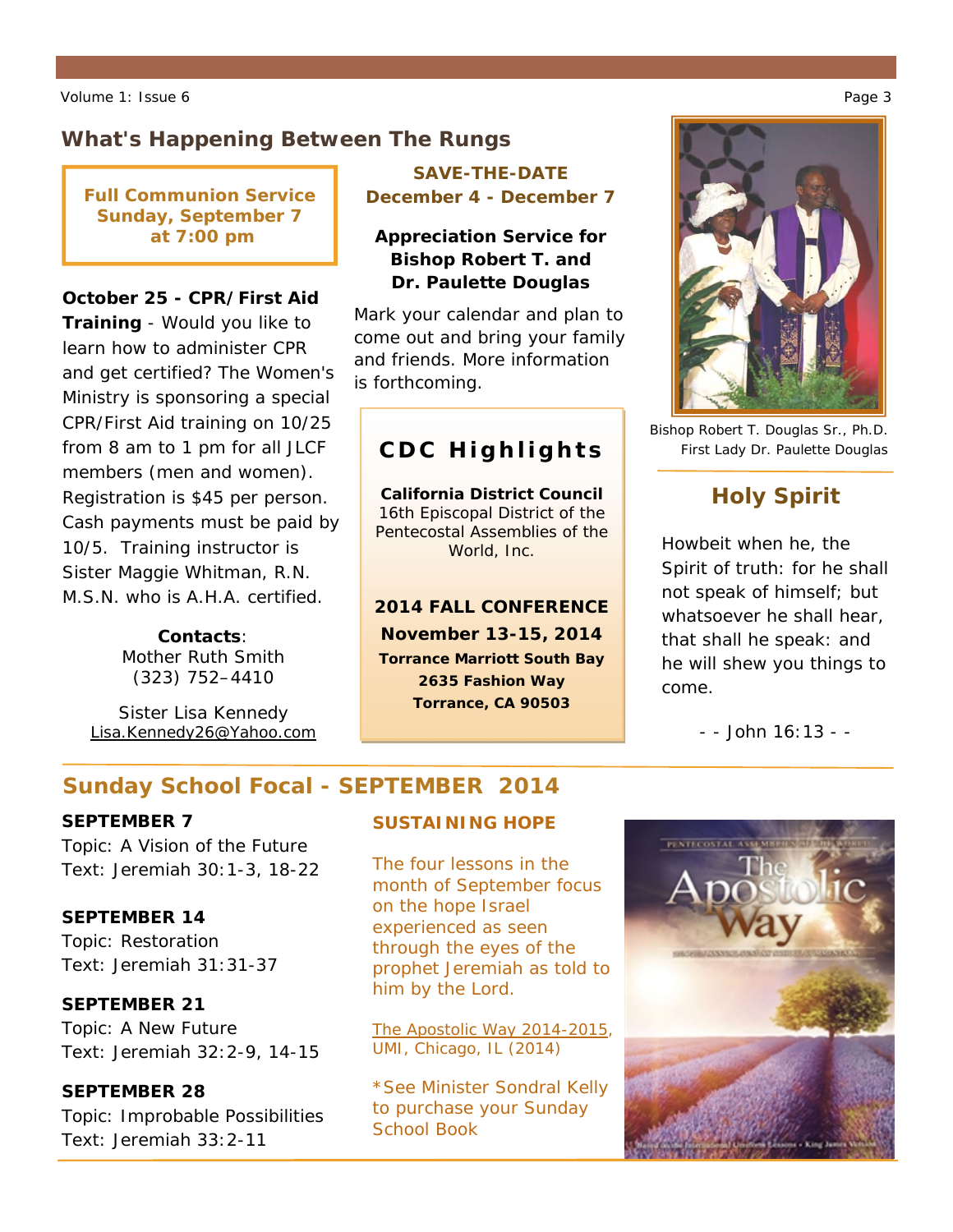## What's Happening Between The Rungs

**Full Communion Service**
**Sunday, September 7**
**at 7:00 pm**

**October 25 - CPR/First Aid Training** - Would you like to learn how to administer CPR and get certified? The Women's Ministry is sponsoring a special CPR/First Aid training on 10/25 from 8 am to 1 pm for all JLCF members (men and women). Registration is $45 per person. Cash payments must be paid by 10/5. Training instructor is Sister Maggie Whitman, R.N. M.S.N. who is A.H.A. certified.

**Contacts**:
Mother Ruth Smith
(323) 752–4410

Sister Lisa Kennedy
Lisa.Kennedy26@Yahoo.com

**SAVE-THE-DATE**
**December 4 - December 7**

**Appreciation Service for Bishop Robert T. and Dr. Paulette Douglas**

Mark your calendar and plan to come out and bring your family and friends. More information is forthcoming.

### CDC Highlights

**California District Council**
16th Episcopal District of the Pentecostal Assemblies of the World, Inc.

**2014 FALL CONFERENCE**
**November 13-15, 2014**
**Torrance Marriott South Bay**
**2635 Fashion Way**
**Torrance, CA 90503**

Bishop Robert T. Douglas Sr., Ph.D.
First Lady Dr. Paulette Douglas

### Holy Spirit

Howbeit when he, the Spirit of truth: for he shall not speak of himself; but whatsoever he shall hear, that shall he speak: and he will shew you things to come.

- - John 16:13 - -

## Sunday School Focal - SEPTEMBER 2014

**SEPTEMBER 7**
Topic: A Vision of the Future
Text: Jeremiah 30:1-3, 18-22

**SEPTEMBER 14**
Topic: Restoration
Text: Jeremiah 31:31-37

**SEPTEMBER 21**
Topic: A New Future
Text: Jeremiah 32:2-9, 14-15

**SEPTEMBER 28**
Topic: Improbable Possibilities
Text: Jeremiah 33:2-11

**SUSTAINING HOPE**

The four lessons in the month of September focus on the hope Israel experienced as seen through the eyes of the prophet Jeremiah as told to him by the Lord.

The Apostolic Way 2014-2015, UMI, Chicago, IL (2014)

*See Minister Sondral Kelly to purchase your Sunday School Book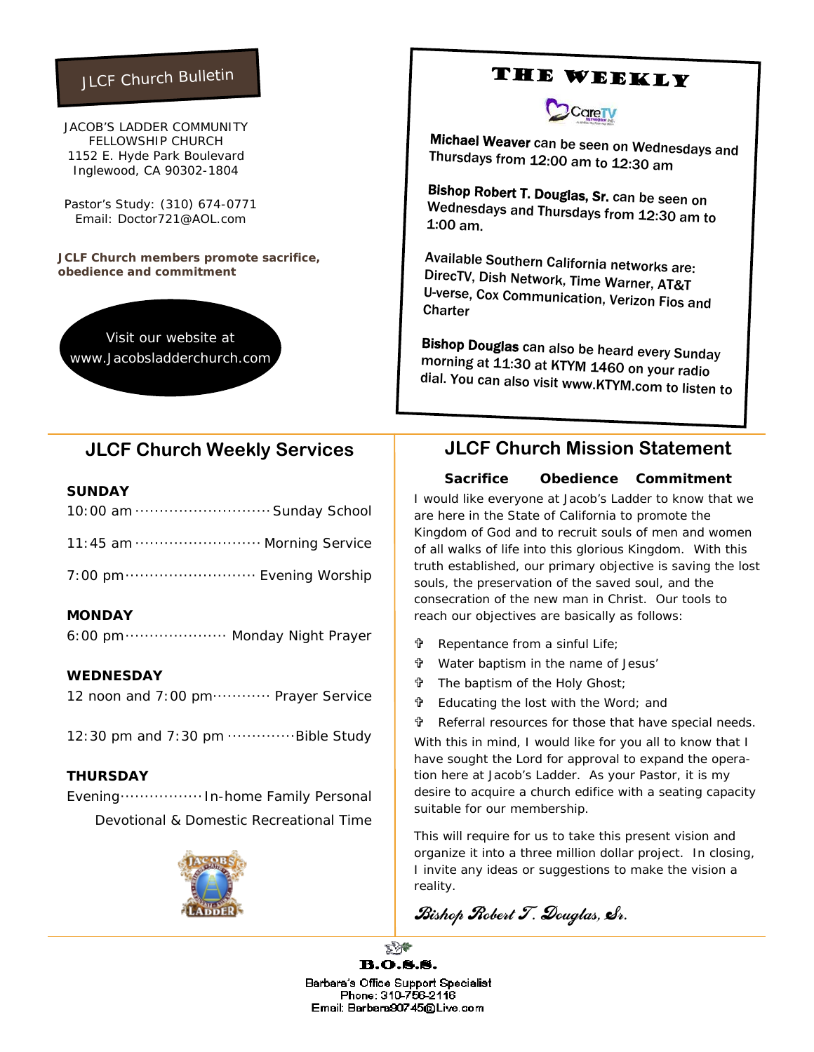# JLCF Church Bulletin

JACOB'S LADDER COMMUNITY FELLOWSHIP CHURCH
1152 E. Hyde Park Boulevard
Inglewood, CA 90302-1804

Pastor's Study: (310) 674-0771
Email: Doctor721@AOL.com

**JCLF Church members promote sacrifice, obedience and commitment**

Visit our website at www.Jacobsladderchurch.com

## THE WEEKLY

CareTV

**Michael Weaver** can be seen on Wednesdays and Thursdays from 12:00 am to 12:30 am

**Bishop Robert T. Douglas, Sr.** can be seen on Wednesdays and Thursdays from 12:30 am to 1:00 am.

Available Southern California networks are: DirecTV, Dish Network, Time Warner, AT&T U-verse, Cox Communication, Verizon Fios and Charter

**Bishop Douglas** can also be heard every Sunday morning at 11:30 at KTYM 1460 on your radio dial. You can also visit www.KTYM.com to listen to

## JLCF Church Weekly Services

**SUNDAY**

10:00 am ............ Sunday School

11:45 am ............ Morning Service

7:00 pm ............ Evening Worship

**MONDAY**

6:00 pm ............ Monday Night Prayer

**WEDNESDAY**

12 noon and 7:00 pm ............ Prayer Service

12:30 pm and 7:30 pm ............ Bible Study

**THURSDAY**

Evening ............ In-home Family Personal Devotional & Domestic Recreational Time

## JLCF Church Mission Statement

**Sacrifice Obedience Commitment**

I would like everyone at Jacob's Ladder to know that we are here in the State of California to promote the Kingdom of God and to recruit souls of men and women of all walks of life into this glorious Kingdom. With this truth established, our primary objective is saving the lost souls, the preservation of the saved soul, and the consecration of the new man in Christ. Our tools to reach our objectives are basically as follows:

- Repentance from a sinful Life;
- Water baptism in the name of Jesus'
- The baptism of the Holy Ghost;
- Educating the lost with the Word; and
- Referral resources for those that have special needs.

With this in mind, I would like for you all to know that I have sought the Lord for approval to expand the operation here at Jacob's Ladder. As your Pastor, it is my desire to acquire a church edifice with a seating capacity suitable for our membership.

This will require for us to take this present vision and organize it into a three million dollar project. In closing, I invite any ideas or suggestions to make the vision a reality.

*Bishop Robert T. Douglas, Sr.*

**B.O.S.S.**
Barbara's Office Support Specialist
Phone: 310-756-2116
Email: Barbara90745@Live.com